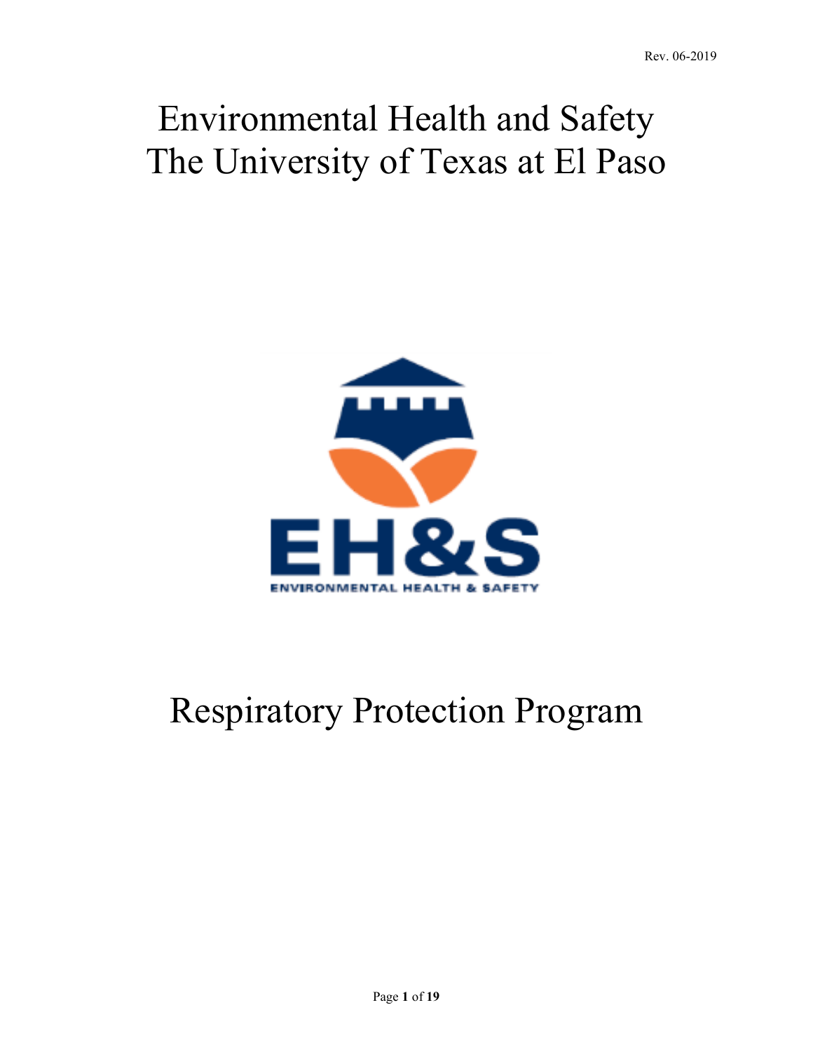Rev. 06-2019

# Environmental Health and Safety
# The University of Texas at El Paso

EH&S

ENVIRONMENTAL HEALTH & SAFETY

# Respiratory Protection Program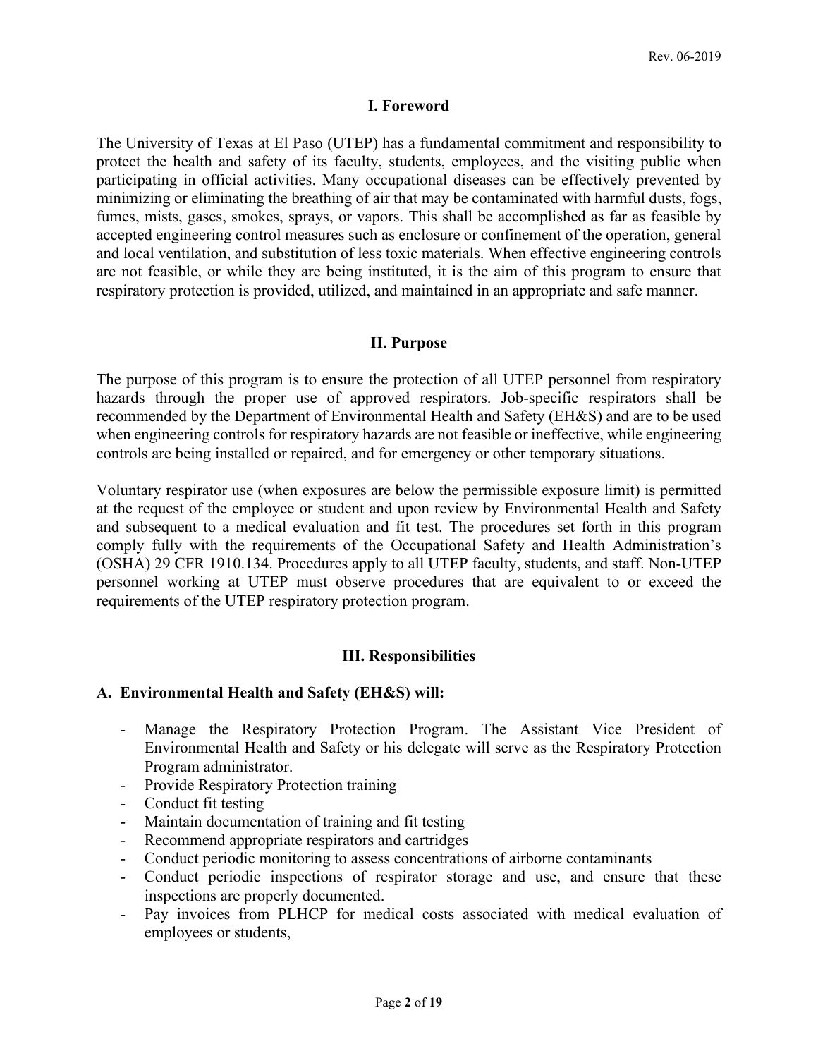## I. Foreword

The University of Texas at El Paso (UTEP) has a fundamental commitment and responsibility to protect the health and safety of its faculty, students, employees, and the visiting public when participating in official activities. Many occupational diseases can be effectively prevented by minimizing or eliminating the breathing of air that may be contaminated with harmful dusts, fogs, fumes, mists, gases, smokes, sprays, or vapors. This shall be accomplished as far as feasible by accepted engineering control measures such as enclosure or confinement of the operation, general and local ventilation, and substitution of less toxic materials. When effective engineering controls are not feasible, or while they are being instituted, it is the aim of this program to ensure that respiratory protection is provided, utilized, and maintained in an appropriate and safe manner.

## II. Purpose

The purpose of this program is to ensure the protection of all UTEP personnel from respiratory hazards through the proper use of approved respirators. Job-specific respirators shall be recommended by the Department of Environmental Health and Safety (EH&S) and are to be used when engineering controls for respiratory hazards are not feasible or ineffective, while engineering controls are being installed or repaired, and for emergency or other temporary situations.

Voluntary respirator use (when exposures are below the permissible exposure limit) is permitted at the request of the employee or student and upon review by Environmental Health and Safety and subsequent to a medical evaluation and fit test. The procedures set forth in this program comply fully with the requirements of the Occupational Safety and Health Administration's (OSHA) 29 CFR 1910.134. Procedures apply to all UTEP faculty, students, and staff. Non-UTEP personnel working at UTEP must observe procedures that are equivalent to or exceed the requirements of the UTEP respiratory protection program.

## III. Responsibilities

### A. Environmental Health and Safety (EH&S) will:

- Manage the Respiratory Protection Program. The Assistant Vice President of Environmental Health and Safety or his delegate will serve as the Respiratory Protection Program administrator.
- Provide Respiratory Protection training
- Conduct fit testing
- Maintain documentation of training and fit testing
- Recommend appropriate respirators and cartridges
- Conduct periodic monitoring to assess concentrations of airborne contaminants
- Conduct periodic inspections of respirator storage and use, and ensure that these inspections are properly documented.
- Pay invoices from PLHCP for medical costs associated with medical evaluation of employees or students,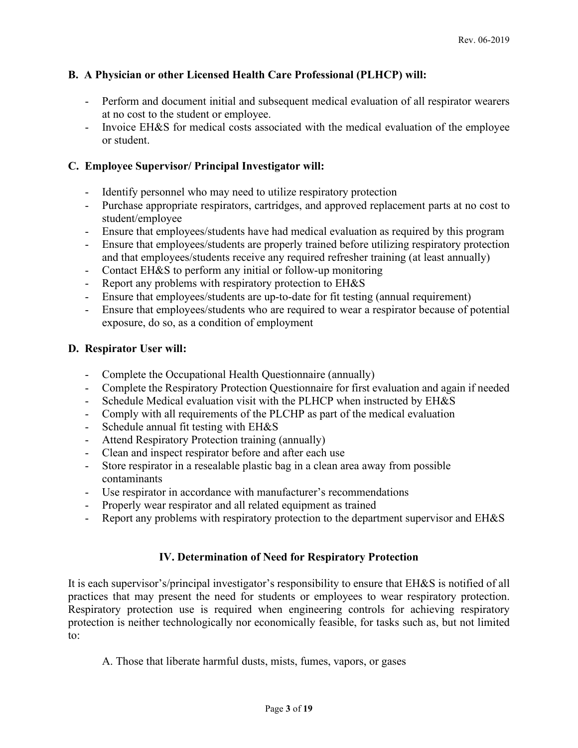### B. A Physician or other Licensed Health Care Professional (PLHCP) will:

- Perform and document initial and subsequent medical evaluation of all respirator wearers at no cost to the student or employee.
- Invoice EH&S for medical costs associated with the medical evaluation of the employee or student.

### C. Employee Supervisor/ Principal Investigator will:

- Identify personnel who may need to utilize respiratory protection
- Purchase appropriate respirators, cartridges, and approved replacement parts at no cost to student/employee
- Ensure that employees/students have had medical evaluation as required by this program
- Ensure that employees/students are properly trained before utilizing respiratory protection and that employees/students receive any required refresher training (at least annually)
- Contact EH&S to perform any initial or follow-up monitoring
- Report any problems with respiratory protection to EH&S
- Ensure that employees/students are up-to-date for fit testing (annual requirement)
- Ensure that employees/students who are required to wear a respirator because of potential exposure, do so, as a condition of employment

### D. Respirator User will:

- Complete the Occupational Health Questionnaire (annually)
- Complete the Respiratory Protection Questionnaire for first evaluation and again if needed
- Schedule Medical evaluation visit with the PLHCP when instructed by EH&S
- Comply with all requirements of the PLCHP as part of the medical evaluation
- Schedule annual fit testing with EH&S
- Attend Respiratory Protection training (annually)
- Clean and inspect respirator before and after each use
- Store respirator in a resealable plastic bag in a clean area away from possible contaminants
- Use respirator in accordance with manufacturer's recommendations
- Properly wear respirator and all related equipment as trained
- Report any problems with respiratory protection to the department supervisor and EH&S

## IV. Determination of Need for Respiratory Protection

It is each supervisor's/principal investigator's responsibility to ensure that EH&S is notified of all practices that may present the need for students or employees to wear respiratory protection. Respiratory protection use is required when engineering controls for achieving respiratory protection is neither technologically nor economically feasible, for tasks such as, but not limited to:

A. Those that liberate harmful dusts, mists, fumes, vapors, or gases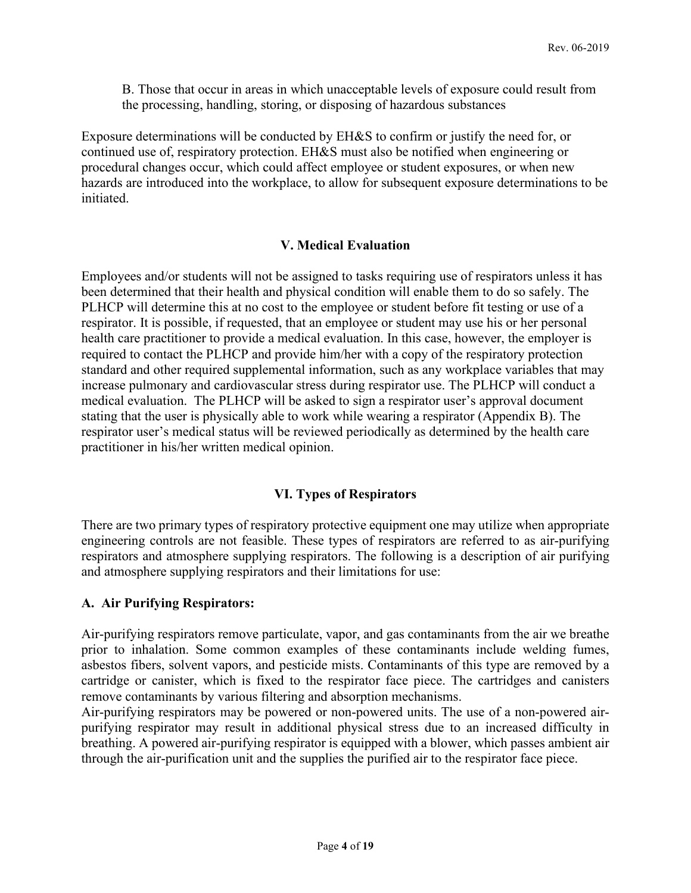B. Those that occur in areas in which unacceptable levels of exposure could result from the processing, handling, storing, or disposing of hazardous substances

Exposure determinations will be conducted by EH&S to confirm or justify the need for, or continued use of, respiratory protection. EH&S must also be notified when engineering or procedural changes occur, which could affect employee or student exposures, or when new hazards are introduced into the workplace, to allow for subsequent exposure determinations to be initiated.

## V. Medical Evaluation

Employees and/or students will not be assigned to tasks requiring use of respirators unless it has been determined that their health and physical condition will enable them to do so safely. The PLHCP will determine this at no cost to the employee or student before fit testing or use of a respirator. It is possible, if requested, that an employee or student may use his or her personal health care practitioner to provide a medical evaluation. In this case, however, the employer is required to contact the PLHCP and provide him/her with a copy of the respiratory protection standard and other required supplemental information, such as any workplace variables that may increase pulmonary and cardiovascular stress during respirator use. The PLHCP will conduct a medical evaluation. The PLHCP will be asked to sign a respirator user's approval document stating that the user is physically able to work while wearing a respirator (Appendix B). The respirator user's medical status will be reviewed periodically as determined by the health care practitioner in his/her written medical opinion.

## VI. Types of Respirators

There are two primary types of respiratory protective equipment one may utilize when appropriate engineering controls are not feasible. These types of respirators are referred to as air-purifying respirators and atmosphere supplying respirators. The following is a description of air purifying and atmosphere supplying respirators and their limitations for use:

### A. Air Purifying Respirators:

Air-purifying respirators remove particulate, vapor, and gas contaminants from the air we breathe prior to inhalation. Some common examples of these contaminants include welding fumes, asbestos fibers, solvent vapors, and pesticide mists. Contaminants of this type are removed by a cartridge or canister, which is fixed to the respirator face piece. The cartridges and canisters remove contaminants by various filtering and absorption mechanisms.

Air-purifying respirators may be powered or non-powered units. The use of a non-powered air-purifying respirator may result in additional physical stress due to an increased difficulty in breathing. A powered air-purifying respirator is equipped with a blower, which passes ambient air through the air-purification unit and the supplies the purified air to the respirator face piece.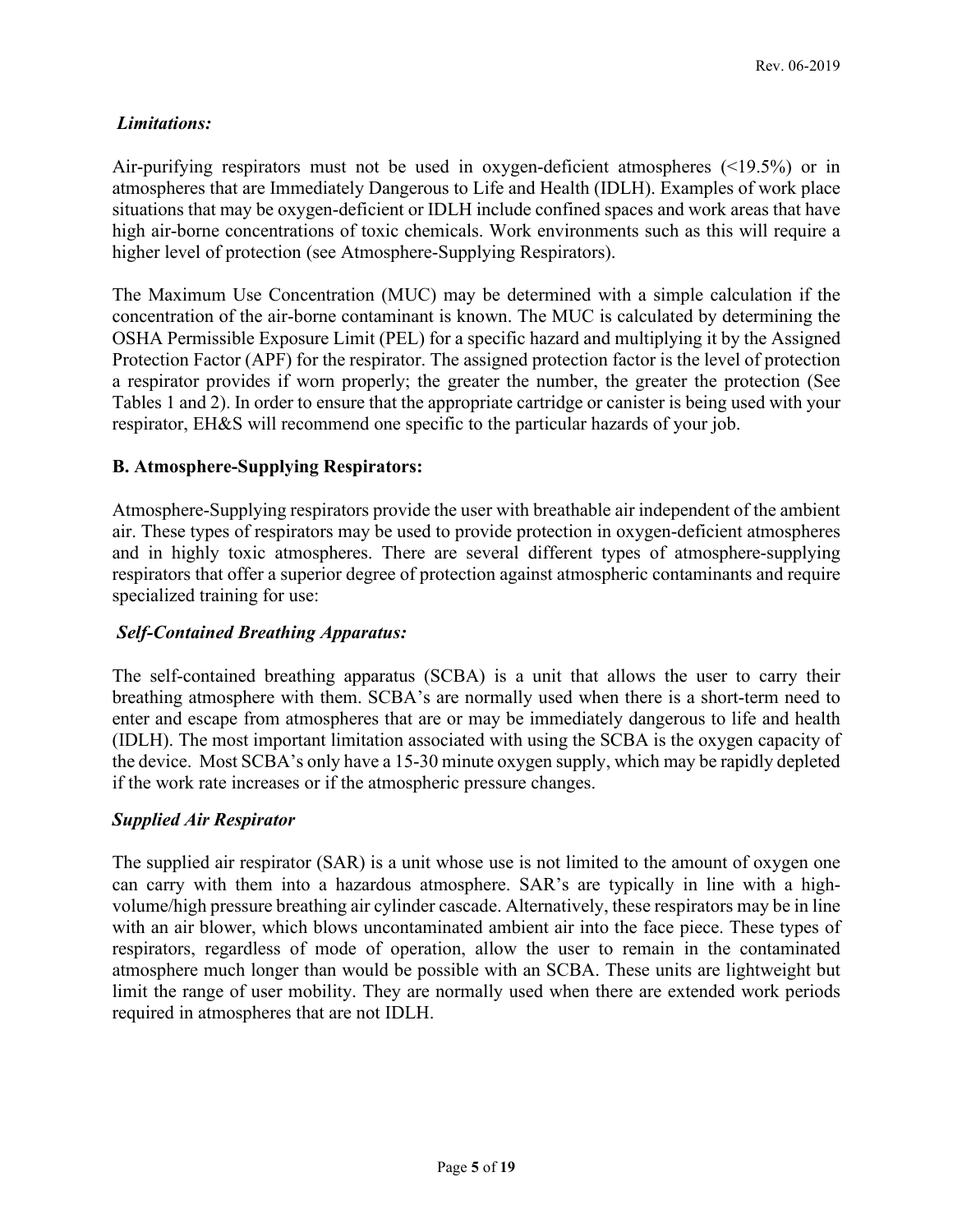*Limitations:*

Air-purifying respirators must not be used in oxygen-deficient atmospheres (<19.5%) or in atmospheres that are Immediately Dangerous to Life and Health (IDLH). Examples of work place situations that may be oxygen-deficient or IDLH include confined spaces and work areas that have high air-borne concentrations of toxic chemicals. Work environments such as this will require a higher level of protection (see Atmosphere-Supplying Respirators).

The Maximum Use Concentration (MUC) may be determined with a simple calculation if the concentration of the air-borne contaminant is known. The MUC is calculated by determining the OSHA Permissible Exposure Limit (PEL) for a specific hazard and multiplying it by the Assigned Protection Factor (APF) for the respirator. The assigned protection factor is the level of protection a respirator provides if worn properly; the greater the number, the greater the protection (See Tables 1 and 2). In order to ensure that the appropriate cartridge or canister is being used with your respirator, EH&S will recommend one specific to the particular hazards of your job.

**B. Atmosphere-Supplying Respirators:**

Atmosphere-Supplying respirators provide the user with breathable air independent of the ambient air. These types of respirators may be used to provide protection in oxygen-deficient atmospheres and in highly toxic atmospheres. There are several different types of atmosphere-supplying respirators that offer a superior degree of protection against atmospheric contaminants and require specialized training for use:

***Self-Contained Breathing Apparatus:***

The self-contained breathing apparatus (SCBA) is a unit that allows the user to carry their breathing atmosphere with them. SCBA's are normally used when there is a short-term need to enter and escape from atmospheres that are or may be immediately dangerous to life and health (IDLH). The most important limitation associated with using the SCBA is the oxygen capacity of the device. Most SCBA's only have a 15-30 minute oxygen supply, which may be rapidly depleted if the work rate increases or if the atmospheric pressure changes.

***Supplied Air Respirator***

The supplied air respirator (SAR) is a unit whose use is not limited to the amount of oxygen one can carry with them into a hazardous atmosphere. SAR's are typically in line with a high-volume/high pressure breathing air cylinder cascade. Alternatively, these respirators may be in line with an air blower, which blows uncontaminated ambient air into the face piece. These types of respirators, regardless of mode of operation, allow the user to remain in the contaminated atmosphere much longer than would be possible with an SCBA. These units are lightweight but limit the range of user mobility. They are normally used when there are extended work periods required in atmospheres that are not IDLH.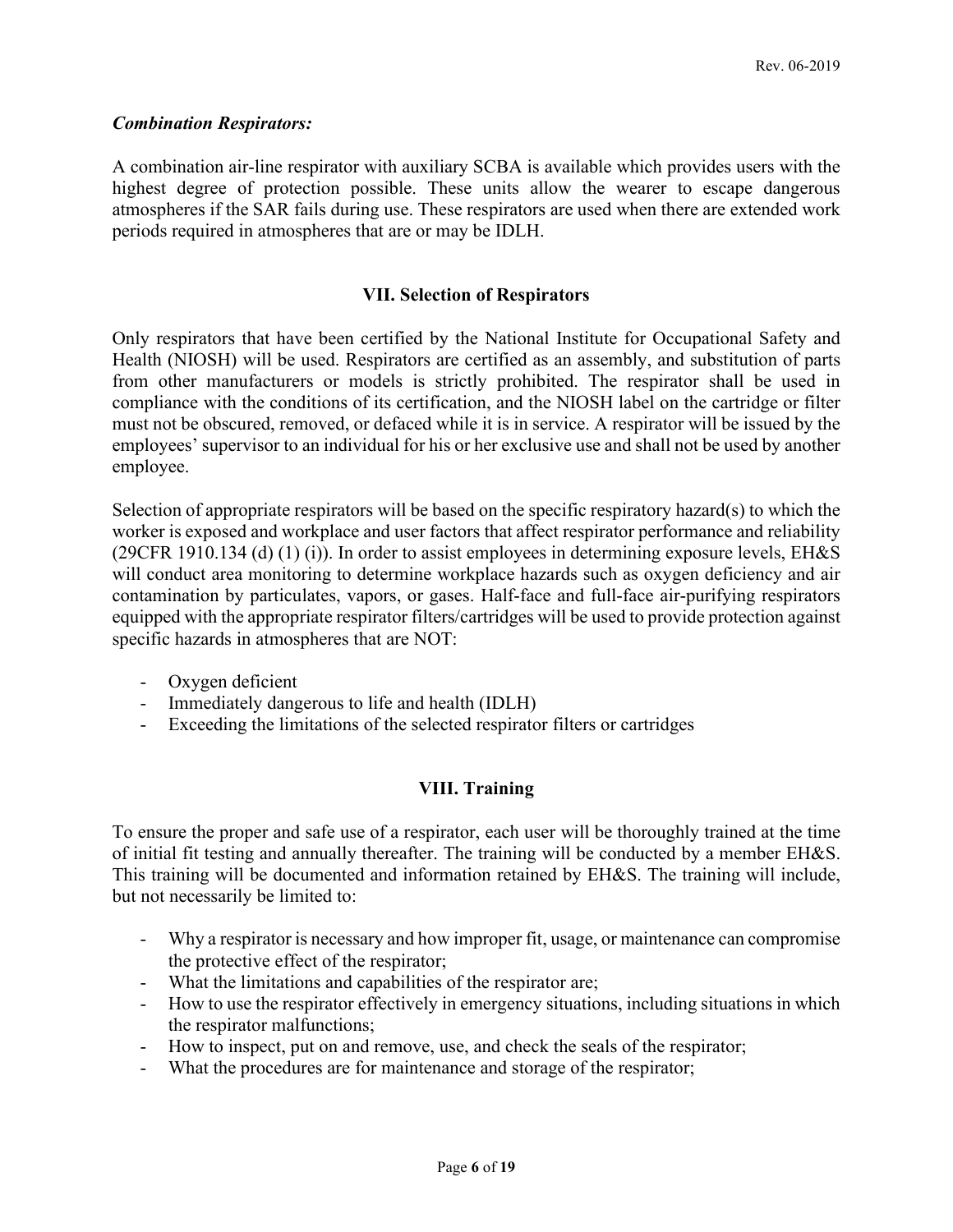***Combination Respirators:***

A combination air-line respirator with auxiliary SCBA is available which provides users with the highest degree of protection possible. These units allow the wearer to escape dangerous atmospheres if the SAR fails during use. These respirators are used when there are extended work periods required in atmospheres that are or may be IDLH.

## VII. Selection of Respirators

Only respirators that have been certified by the National Institute for Occupational Safety and Health (NIOSH) will be used. Respirators are certified as an assembly, and substitution of parts from other manufacturers or models is strictly prohibited. The respirator shall be used in compliance with the conditions of its certification, and the NIOSH label on the cartridge or filter must not be obscured, removed, or defaced while it is in service. A respirator will be issued by the employees' supervisor to an individual for his or her exclusive use and shall not be used by another employee.

Selection of appropriate respirators will be based on the specific respiratory hazard(s) to which the worker is exposed and workplace and user factors that affect respirator performance and reliability (29CFR 1910.134 (d) (1) (i)). In order to assist employees in determining exposure levels, EH&S will conduct area monitoring to determine workplace hazards such as oxygen deficiency and air contamination by particulates, vapors, or gases. Half-face and full-face air-purifying respirators equipped with the appropriate respirator filters/cartridges will be used to provide protection against specific hazards in atmospheres that are NOT:

- Oxygen deficient
- Immediately dangerous to life and health (IDLH)
- Exceeding the limitations of the selected respirator filters or cartridges

## VIII. Training

To ensure the proper and safe use of a respirator, each user will be thoroughly trained at the time of initial fit testing and annually thereafter. The training will be conducted by a member EH&S. This training will be documented and information retained by EH&S. The training will include, but not necessarily be limited to:

- Why a respirator is necessary and how improper fit, usage, or maintenance can compromise the protective effect of the respirator;
- What the limitations and capabilities of the respirator are;
- How to use the respirator effectively in emergency situations, including situations in which the respirator malfunctions;
- How to inspect, put on and remove, use, and check the seals of the respirator;
- What the procedures are for maintenance and storage of the respirator;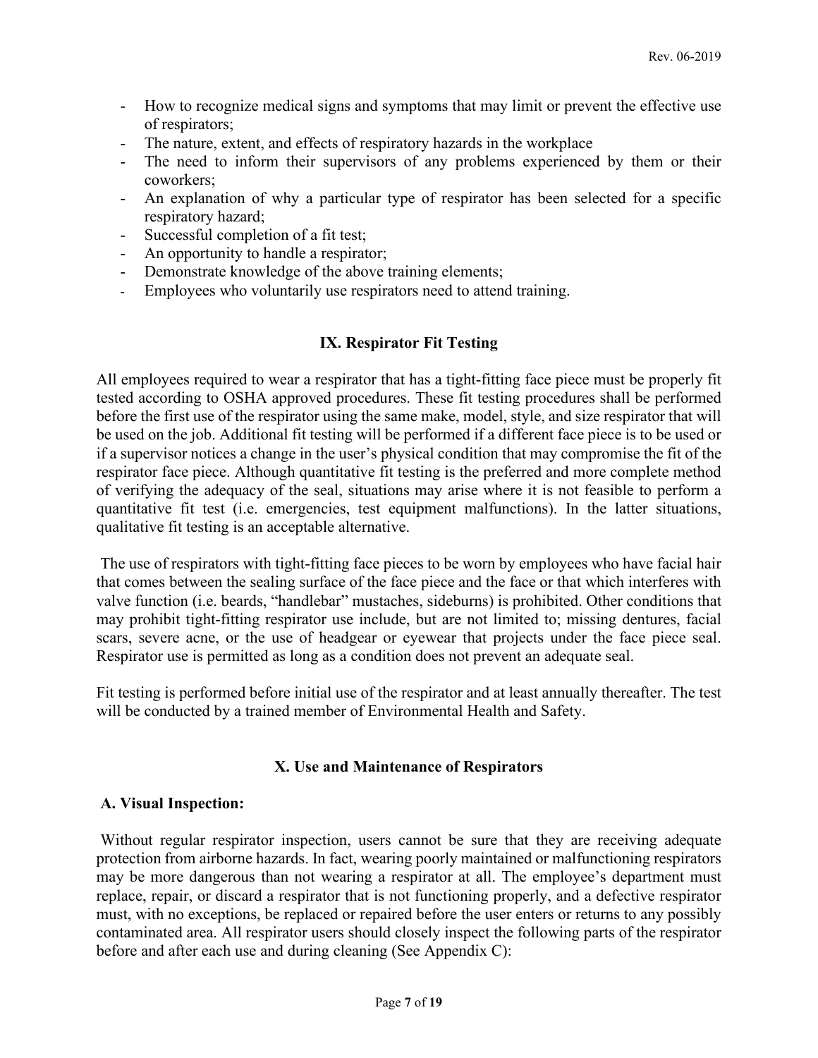- How to recognize medical signs and symptoms that may limit or prevent the effective use of respirators;
- The nature, extent, and effects of respiratory hazards in the workplace
- The need to inform their supervisors of any problems experienced by them or their coworkers;
- An explanation of why a particular type of respirator has been selected for a specific respiratory hazard;
- Successful completion of a fit test;
- An opportunity to handle a respirator;
- Demonstrate knowledge of the above training elements;
- Employees who voluntarily use respirators need to attend training.

## IX. Respirator Fit Testing

All employees required to wear a respirator that has a tight-fitting face piece must be properly fit tested according to OSHA approved procedures. These fit testing procedures shall be performed before the first use of the respirator using the same make, model, style, and size respirator that will be used on the job. Additional fit testing will be performed if a different face piece is to be used or if a supervisor notices a change in the user's physical condition that may compromise the fit of the respirator face piece. Although quantitative fit testing is the preferred and more complete method of verifying the adequacy of the seal, situations may arise where it is not feasible to perform a quantitative fit test (i.e. emergencies, test equipment malfunctions). In the latter situations, qualitative fit testing is an acceptable alternative.

The use of respirators with tight-fitting face pieces to be worn by employees who have facial hair that comes between the sealing surface of the face piece and the face or that which interferes with valve function (i.e. beards, "handlebar" mustaches, sideburns) is prohibited. Other conditions that may prohibit tight-fitting respirator use include, but are not limited to; missing dentures, facial scars, severe acne, or the use of headgear or eyewear that projects under the face piece seal. Respirator use is permitted as long as a condition does not prevent an adequate seal.

Fit testing is performed before initial use of the respirator and at least annually thereafter. The test will be conducted by a trained member of Environmental Health and Safety.

## X. Use and Maintenance of Respirators

### A. Visual Inspection:

Without regular respirator inspection, users cannot be sure that they are receiving adequate protection from airborne hazards. In fact, wearing poorly maintained or malfunctioning respirators may be more dangerous than not wearing a respirator at all. The employee's department must replace, repair, or discard a respirator that is not functioning properly, and a defective respirator must, with no exceptions, be replaced or repaired before the user enters or returns to any possibly contaminated area. All respirator users should closely inspect the following parts of the respirator before and after each use and during cleaning (See Appendix C):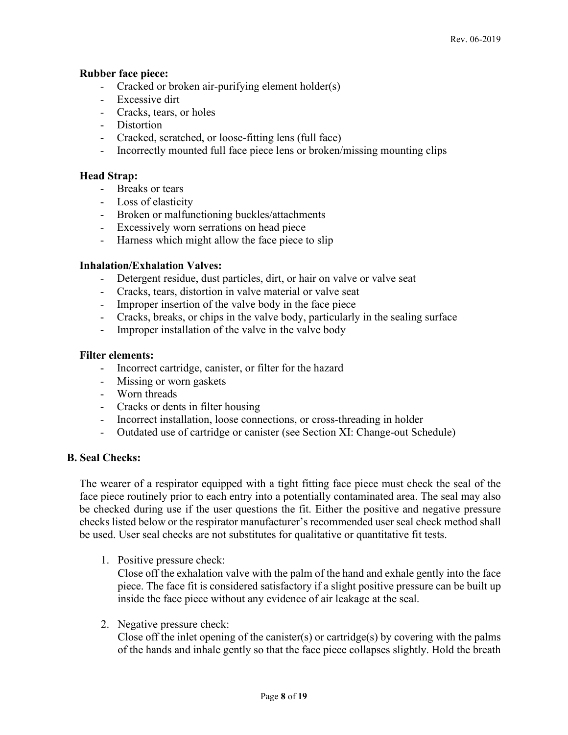**Rubber face piece:**

- Cracked or broken air-purifying element holder(s)
- Excessive dirt
- Cracks, tears, or holes
- Distortion
- Cracked, scratched, or loose-fitting lens (full face)
- Incorrectly mounted full face piece lens or broken/missing mounting clips

**Head Strap:**

- Breaks or tears
- Loss of elasticity
- Broken or malfunctioning buckles/attachments
- Excessively worn serrations on head piece
- Harness which might allow the face piece to slip

**Inhalation/Exhalation Valves:**

- Detergent residue, dust particles, dirt, or hair on valve or valve seat
- Cracks, tears, distortion in valve material or valve seat
- Improper insertion of the valve body in the face piece
- Cracks, breaks, or chips in the valve body, particularly in the sealing surface
- Improper installation of the valve in the valve body

**Filter elements:**

- Incorrect cartridge, canister, or filter for the hazard
- Missing or worn gaskets
- Worn threads
- Cracks or dents in filter housing
- Incorrect installation, loose connections, or cross-threading in holder
- Outdated use of cartridge or canister (see Section XI: Change-out Schedule)

**B. Seal Checks:**

The wearer of a respirator equipped with a tight fitting face piece must check the seal of the face piece routinely prior to each entry into a potentially contaminated area. The seal may also be checked during use if the user questions the fit. Either the positive and negative pressure checks listed below or the respirator manufacturer's recommended user seal check method shall be used. User seal checks are not substitutes for qualitative or quantitative fit tests.

1. Positive pressure check:
   Close off the exhalation valve with the palm of the hand and exhale gently into the face piece. The face fit is considered satisfactory if a slight positive pressure can be built up inside the face piece without any evidence of air leakage at the seal.

2. Negative pressure check:
   Close off the inlet opening of the canister(s) or cartridge(s) by covering with the palms of the hands and inhale gently so that the face piece collapses slightly. Hold the breath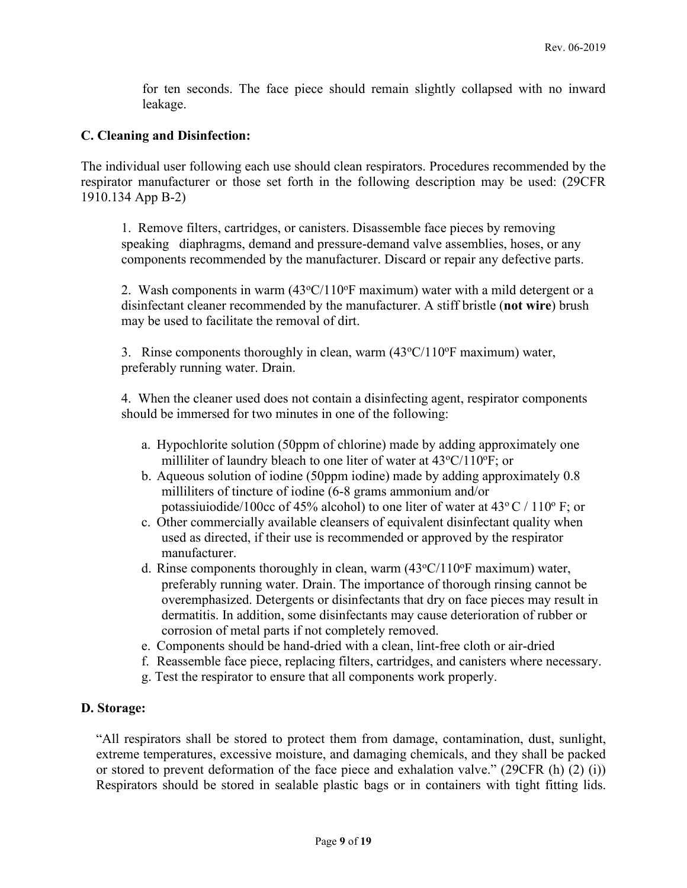for ten seconds. The face piece should remain slightly collapsed with no inward leakage.

**C. Cleaning and Disinfection:**

The individual user following each use should clean respirators. Procedures recommended by the respirator manufacturer or those set forth in the following description may be used: (29CFR 1910.134 App B-2)

1. Remove filters, cartridges, or canisters. Disassemble face pieces by removing speaking diaphragms, demand and pressure-demand valve assemblies, hoses, or any components recommended by the manufacturer. Discard or repair any defective parts.

2. Wash components in warm (43°C/110°F maximum) water with a mild detergent or a disinfectant cleaner recommended by the manufacturer. A stiff bristle (**not wire**) brush may be used to facilitate the removal of dirt.

3. Rinse components thoroughly in clean, warm (43°C/110°F maximum) water, preferably running water. Drain.

4. When the cleaner used does not contain a disinfecting agent, respirator components should be immersed for two minutes in one of the following:

   a. Hypochlorite solution (50ppm of chlorine) made by adding approximately one milliliter of laundry bleach to one liter of water at 43°C/110°F; or
   b. Aqueous solution of iodine (50ppm iodine) made by adding approximately 0.8 milliliters of tincture of iodine (6-8 grams ammonium and/or potassiuiodide/100cc of 45% alcohol) to one liter of water at 43° C / 110° F; or
   c. Other commercially available cleansers of equivalent disinfectant quality when used as directed, if their use is recommended or approved by the respirator manufacturer.
   d. Rinse components thoroughly in clean, warm (43°C/110°F maximum) water, preferably running water. Drain. The importance of thorough rinsing cannot be overemphasized. Detergents or disinfectants that dry on face pieces may result in dermatitis. In addition, some disinfectants may cause deterioration of rubber or corrosion of metal parts if not completely removed.
   e. Components should be hand-dried with a clean, lint-free cloth or air-dried
   f. Reassemble face piece, replacing filters, cartridges, and canisters where necessary.
   g. Test the respirator to ensure that all components work properly.

**D. Storage:**

"All respirators shall be stored to protect them from damage, contamination, dust, sunlight, extreme temperatures, excessive moisture, and damaging chemicals, and they shall be packed or stored to prevent deformation of the face piece and exhalation valve." (29CFR (h) (2) (i)) Respirators should be stored in sealable plastic bags or in containers with tight fitting lids.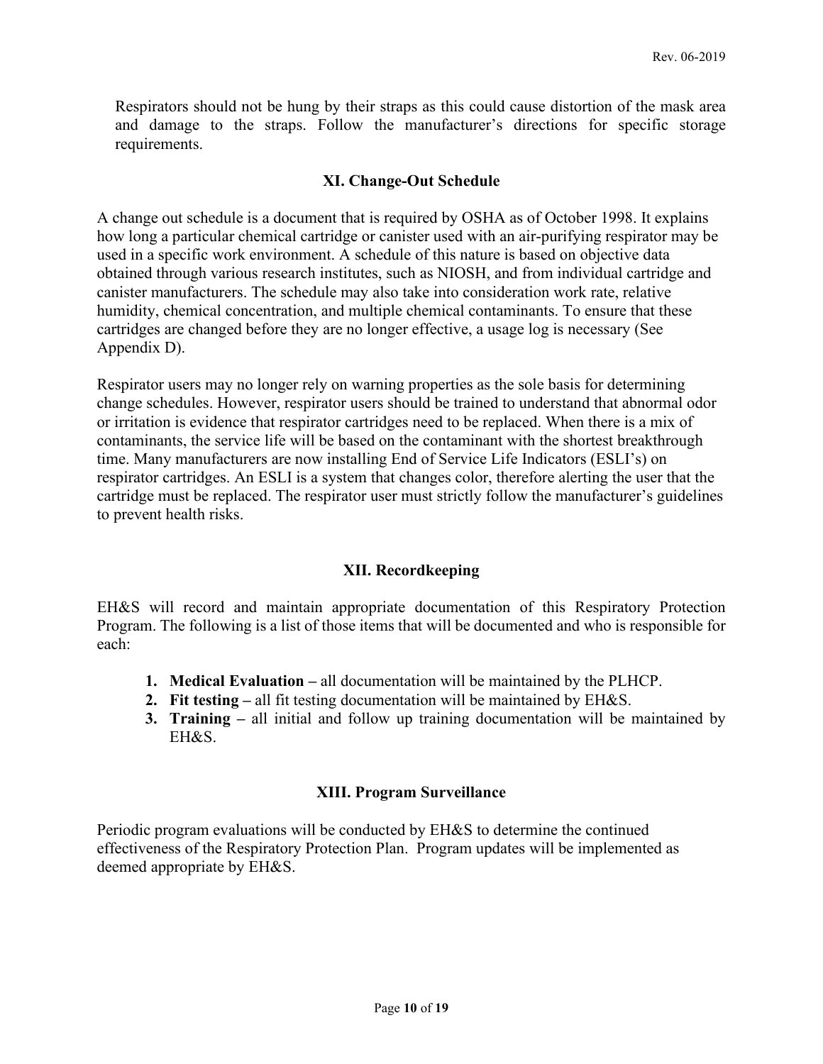Respirators should not be hung by their straps as this could cause distortion of the mask area and damage to the straps. Follow the manufacturer's directions for specific storage requirements.

## XI. Change-Out Schedule

A change out schedule is a document that is required by OSHA as of October 1998. It explains how long a particular chemical cartridge or canister used with an air-purifying respirator may be used in a specific work environment. A schedule of this nature is based on objective data obtained through various research institutes, such as NIOSH, and from individual cartridge and canister manufacturers. The schedule may also take into consideration work rate, relative humidity, chemical concentration, and multiple chemical contaminants. To ensure that these cartridges are changed before they are no longer effective, a usage log is necessary (See Appendix D).

Respirator users may no longer rely on warning properties as the sole basis for determining change schedules. However, respirator users should be trained to understand that abnormal odor or irritation is evidence that respirator cartridges need to be replaced. When there is a mix of contaminants, the service life will be based on the contaminant with the shortest breakthrough time. Many manufacturers are now installing End of Service Life Indicators (ESLI's) on respirator cartridges. An ESLI is a system that changes color, therefore alerting the user that the cartridge must be replaced. The respirator user must strictly follow the manufacturer's guidelines to prevent health risks.

## XII. Recordkeeping

EH&S will record and maintain appropriate documentation of this Respiratory Protection Program. The following is a list of those items that will be documented and who is responsible for each:

1. **Medical Evaluation –** all documentation will be maintained by the PLHCP.
2. **Fit testing –** all fit testing documentation will be maintained by EH&S.
3. **Training –** all initial and follow up training documentation will be maintained by EH&S.

## XIII. Program Surveillance

Periodic program evaluations will be conducted by EH&S to determine the continued effectiveness of the Respiratory Protection Plan. Program updates will be implemented as deemed appropriate by EH&S.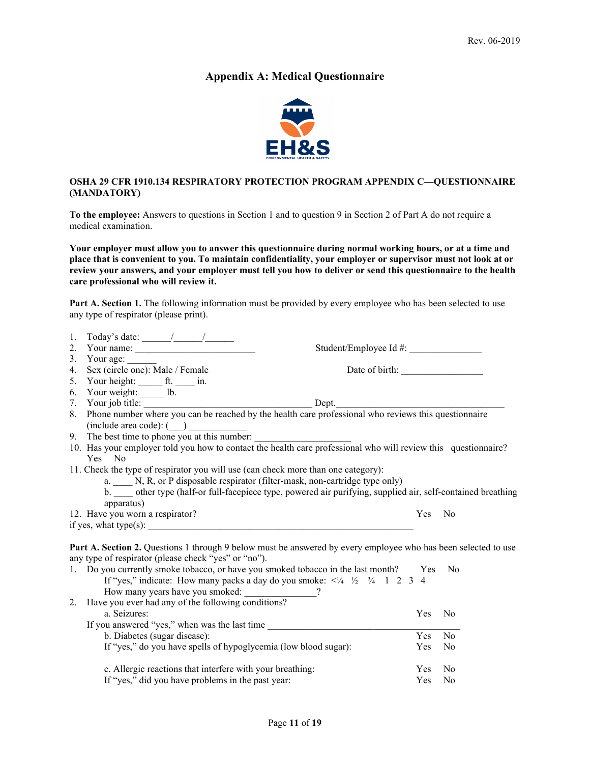# Appendix A: Medical Questionnaire

EH&S

ENVIRONMENTAL HEALTH & SAFETY

**OSHA 29 CFR 1910.134 RESPIRATORY PROTECTION PROGRAM APPENDIX C—QUESTIONNAIRE (MANDATORY)**

**To the employee:** Answers to questions in Section 1 and to question 9 in Section 2 of Part A do not require a medical examination.

**Your employer must allow you to answer this questionnaire during normal working hours, or at a time and place that is convenient to you. To maintain confidentiality, your employer or supervisor must not look at or review your answers, and your employer must tell you how to deliver or send this questionnaire to the health care professional who will review it.**

**Part A. Section 1.** The following information must be provided by every employee who has been selected to use any type of respirator (please print).

1. Today's date: ______/______/______
2. Your name: _________________________ Student/Employee Id #: _______________
3. Your age: ______
4. Sex (circle one): Male / Female Date of birth: _________________
5. Your height: _____ ft. ____ in.
6. Your weight: _____ lb.
7. Your job title: __________________________________ Dept.__________________________________
8. Phone number where you can be reached by the health care professional who reviews this questionnaire (include area code): (___) ____________
9. The best time to phone you at this number: ____________________
10. Has your employer told you how to contact the health care professional who will review this questionnaire? Yes No
11. Check the type of respirator you will use (can check more than one category):
    a. ____ N, R, or P disposable respirator (filter-mask, non-cartridge type only)
    b. ____ other type (half-or full-facepiece type, powered air purifying, supplied air, self-contained breathing apparatus)
12. Have you worn a respirator? Yes No
    if yes, what type(s): ____________________________________________________________

**Part A. Section 2.** Questions 1 through 9 below must be answered by every employee who has been selected to use any type of respirator (please check "yes" or "no").

1. Do you currently smoke tobacco, or have you smoked tobacco in the last month? Yes No
   If "yes," indicate: How many packs a day do you smoke: <¼ ½ ¾ 1 2 3 4
   How many years have you smoked: _______________?
2. Have you ever had any of the following conditions?
   a. Seizures: Yes No
   If you answered "yes," when was the last time ____________________________________
   b. Diabetes (sugar disease): Yes No
   If "yes," do you have spells of hypoglycemia (low blood sugar): Yes No

   c. Allergic reactions that interfere with your breathing: Yes No
   If "yes," did you have problems in the past year: Yes No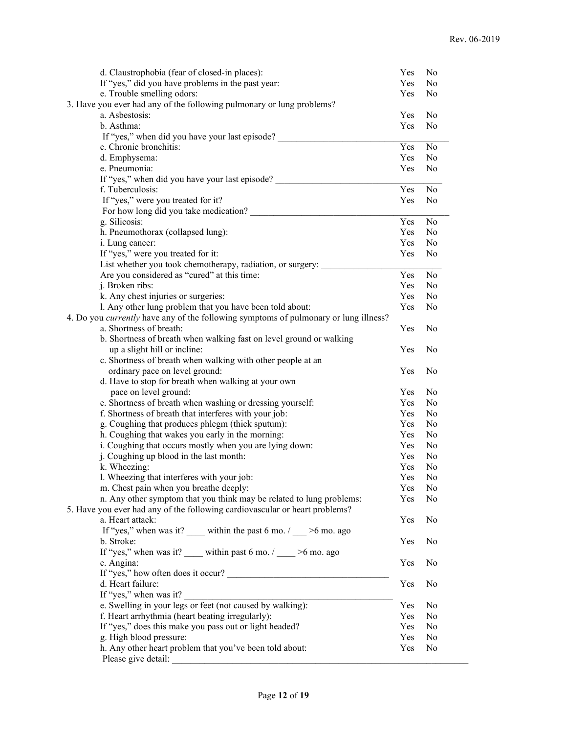d. Claustrophobia (fear of closed-in places): Yes No

If "yes," did you have problems in the past year: Yes No

e. Trouble smelling odors: Yes No

3. Have you ever had any of the following pulmonary or lung problems?

a. Asbestosis: Yes No

b. Asthma: Yes No

If "yes," when did you have your last episode? ___________________________________

c. Chronic bronchitis: Yes No

d. Emphysema: Yes No

e. Pneumonia: Yes No

If "yes," when did you have your last episode? ___________________________________

f. Tuberculosis: Yes No

If "yes," were you treated for it? Yes No

For how long did you take medication? ___________________________________

g. Silicosis: Yes No

h. Pneumothorax (collapsed lung): Yes No

i. Lung cancer: Yes No

If "yes," were you treated for it: Yes No

List whether you took chemotherapy, radiation, or surgery: _______________________

Are you considered as "cured" at this time: Yes No

j. Broken ribs: Yes No

k. Any chest injuries or surgeries: Yes No

l. Any other lung problem that you have been told about: Yes No

4. Do you *currently* have any of the following symptoms of pulmonary or lung illness?

a. Shortness of breath: Yes No

b. Shortness of breath when walking fast on level ground or walking up a slight hill or incline: Yes No

c. Shortness of breath when walking with other people at an ordinary pace on level ground: Yes No

d. Have to stop for breath when walking at your own pace on level ground: Yes No

e. Shortness of breath when washing or dressing yourself: Yes No

f. Shortness of breath that interferes with your job: Yes No

g. Coughing that produces phlegm (thick sputum): Yes No

h. Coughing that wakes you early in the morning: Yes No

i. Coughing that occurs mostly when you are lying down: Yes No

j. Coughing up blood in the last month: Yes No

k. Wheezing: Yes No

l. Wheezing that interferes with your job: Yes No

m. Chest pain when you breathe deeply: Yes No

n. Any other symptom that you think may be related to lung problems: Yes No

5. Have you ever had any of the following cardiovascular or heart problems?

a. Heart attack: Yes No

If "yes," when was it? ____ within the past 6 mo. / ___ >6 mo. ago

b. Stroke: Yes No

If "yes," when was it? ____ within past 6 mo. / ____ >6 mo. ago

c. Angina: Yes No

If "yes," how often does it occur? ___________________________________

d. Heart failure: Yes No

If "yes," when was it? ___________________________________

e. Swelling in your legs or feet (not caused by walking): Yes No

f. Heart arrhythmia (heart beating irregularly): Yes No

If "yes," does this make you pass out or light headed? Yes No

g. High blood pressure: Yes No

h. Any other heart problem that you've been told about: Yes No

Please give detail: ___________________________________________________________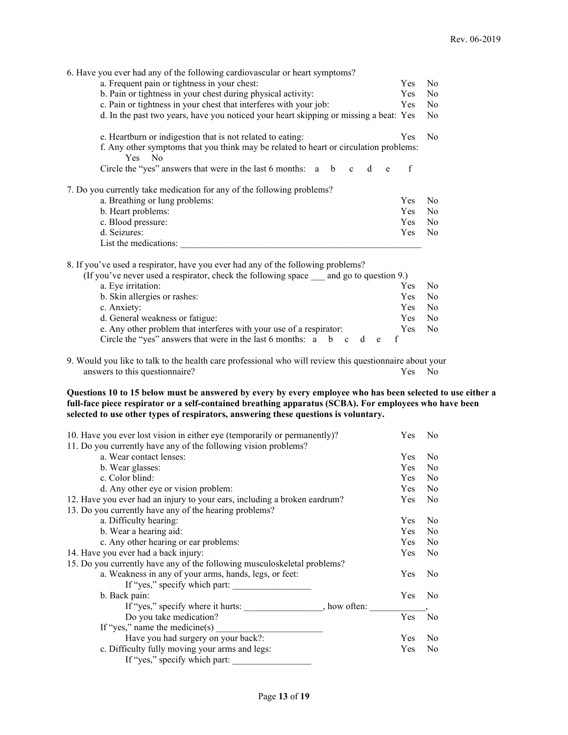6. Have you ever had any of the following cardiovascular or heart symptoms?

a. Frequent pain or tightness in your chest: Yes No

b. Pain or tightness in your chest during physical activity: Yes No

c. Pain or tightness in your chest that interferes with your job: Yes No

d. In the past two years, have you noticed your heart skipping or missing a beat: Yes No

e. Heartburn or indigestion that is not related to eating: Yes No

f. Any other symptoms that you think may be related to heart or circulation problems: Yes No

Circle the "yes" answers that were in the last 6 months: a b c d e f

7. Do you currently take medication for any of the following problems?

a. Breathing or lung problems: Yes No

b. Heart problems: Yes No

c. Blood pressure: Yes No

d. Seizures: Yes No

List the medications: ____________________________________________________

8. If you've used a respirator, have you ever had any of the following problems?
(If you've never used a respirator, check the following space ___ and go to question 9.)

a. Eye irritation: Yes No

b. Skin allergies or rashes: Yes No

c. Anxiety: Yes No

d. General weakness or fatigue: Yes No

e. Any other problem that interferes with your use of a respirator: Yes No

Circle the "yes" answers that were in the last 6 months: a b c d e f

9. Would you like to talk to the health care professional who will review this questionnaire about your answers to this questionnaire? Yes No

**Questions 10 to 15 below must be answered by every by every employee who has been selected to use either a full-face piece respirator or a self-contained breathing apparatus (SCBA). For employees who have been selected to use other types of respirators, answering these questions is voluntary.**

10. Have you ever lost vision in either eye (temporarily or permanently)? Yes No

11. Do you currently have any of the following vision problems?

a. Wear contact lenses: Yes No

b. Wear glasses: Yes No

c. Color blind: Yes No

d. Any other eye or vision problem: Yes No

12. Have you ever had an injury to your ears, including a broken eardrum? Yes No

13. Do you currently have any of the hearing problems?

a. Difficulty hearing: Yes No

b. Wear a hearing aid: Yes No

c. Any other hearing or ear problems: Yes No

14. Have you ever had a back injury: Yes No

15. Do you currently have any of the following musculoskeletal problems?

a. Weakness in any of your arms, hands, legs, or feet: Yes No

If "yes," specify which part: _________________

b. Back pain: Yes No

If "yes," specify where it hurts: _________________, how often: ____________,

Do you take medication? Yes No

If "yes," name the medicine(s) _______________________

Have you had surgery on your back?: Yes No

c. Difficulty fully moving your arms and legs: Yes No

If "yes," specify which part: _________________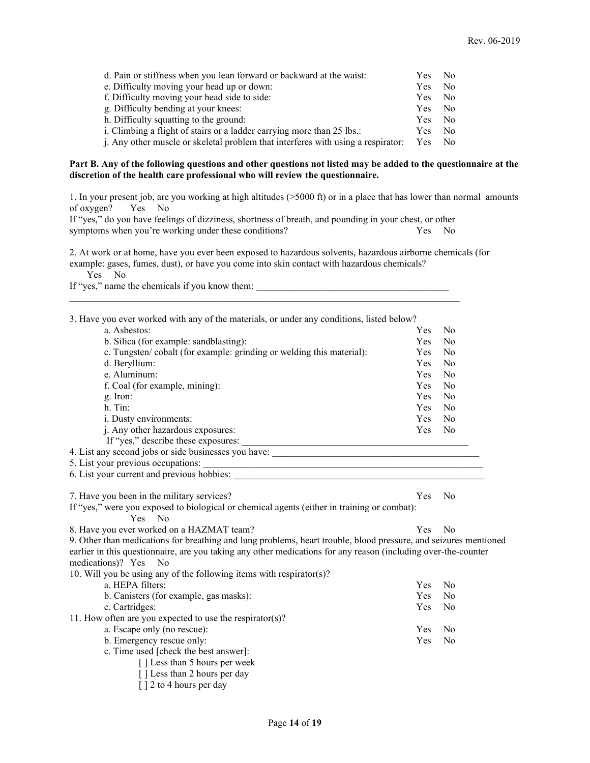d. Pain or stiffness when you lean forward or backward at the waist: Yes No

e. Difficulty moving your head up or down: Yes No

f. Difficulty moving your head side to side: Yes No

g. Difficulty bending at your knees: Yes No

h. Difficulty squatting to the ground: Yes No

i. Climbing a flight of stairs or a ladder carrying more than 25 lbs.: Yes No

j. Any other muscle or skeletal problem that interferes with using a respirator: Yes No

**Part B. Any of the following questions and other questions not listed may be added to the questionnaire at the discretion of the health care professional who will review the questionnaire.**

1. In your present job, are you working at high altitudes (>5000 ft) or in a place that has lower than normal amounts of oxygen? Yes No

If "yes," do you have feelings of dizziness, shortness of breath, and pounding in your chest, or other symptoms when you're working under these conditions? Yes No

2. At work or at home, have you ever been exposed to hazardous solvents, hazardous airborne chemicals (for example: gases, fumes, dust), or have you come into skin contact with hazardous chemicals?
Yes No

If "yes," name the chemicals if you know them: ________________________________________
______________________________________________________________________________

3. Have you ever worked with any of the materials, or under any conditions, listed below?

a. Asbestos: Yes No

b. Silica (for example: sandblasting): Yes No

c. Tungsten/ cobalt (for example: grinding or welding this material): Yes No

d. Beryllium: Yes No

e. Aluminum: Yes No

f. Coal (for example, mining): Yes No

g. Iron: Yes No

h. Tin: Yes No

i. Dusty environments: Yes No

j. Any other hazardous exposures: Yes No

If "yes," describe these exposures: ______________________________________________

4. List any second jobs or side businesses you have: _____________________________________________

5. List your previous occupations: ____________________________________________________________

6. List your current and previous hobbies: _____________________________________________________

7. Have you been in the military services? Yes No

If "yes," were you exposed to biological or chemical agents (either in training or combat):
Yes No

8. Have you ever worked on a HAZMAT team? Yes No

9. Other than medications for breathing and lung problems, heart trouble, blood pressure, and seizures mentioned earlier in this questionnaire, are you taking any other medications for any reason (including over-the-counter medications)? Yes No

10. Will you be using any of the following items with respirator(s)?

a. HEPA filters: Yes No

b. Canisters (for example, gas masks): Yes No

c. Cartridges: Yes No

11. How often are you expected to use the respirator(s)?

a. Escape only (no rescue): Yes No

b. Emergency rescue only: Yes No

c. Time used [check the best answer]:

[ ] Less than 5 hours per week

[ ] Less than 2 hours per day

[ ] 2 to 4 hours per day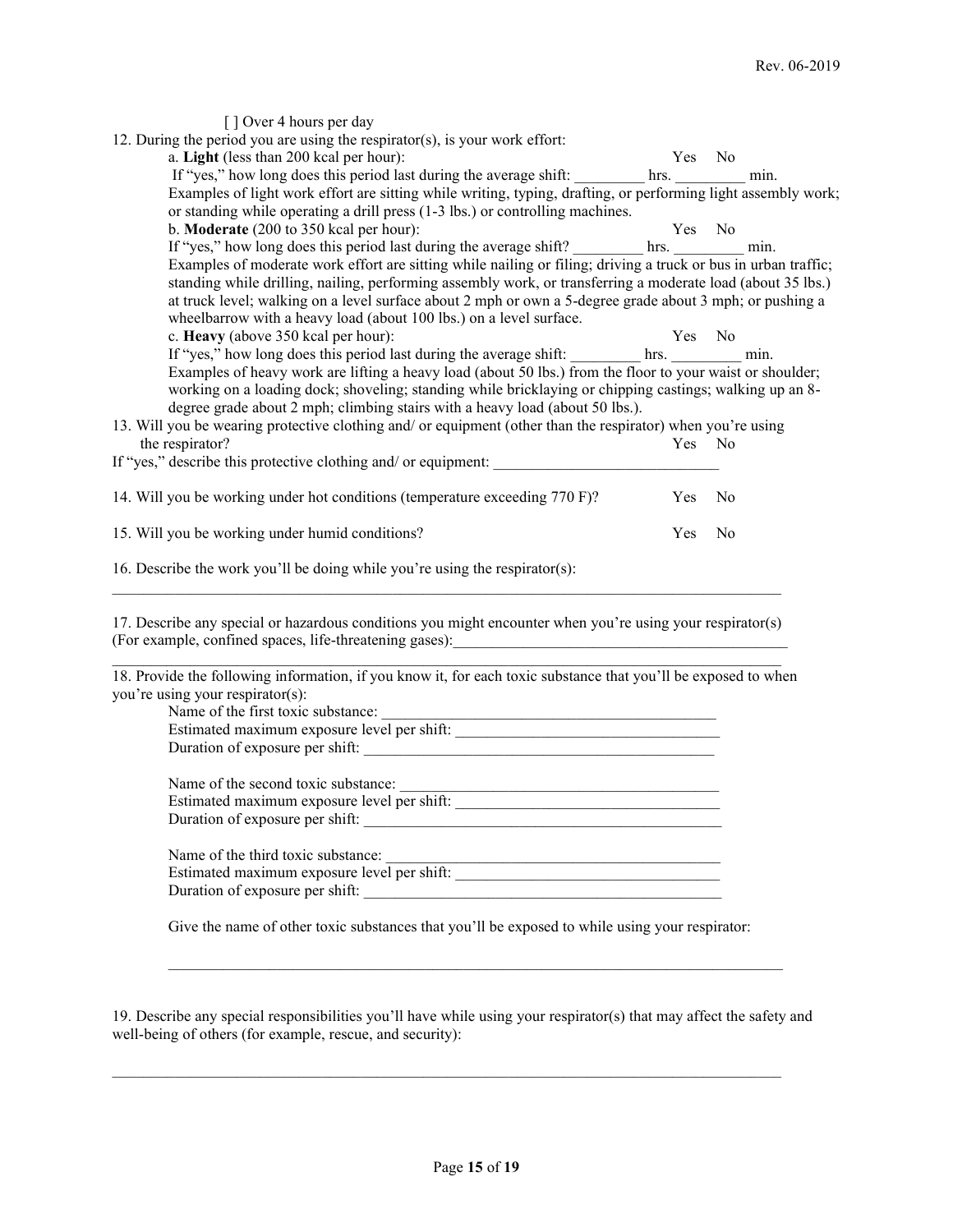[ ] Over 4 hours per day

12. During the period you are using the respirator(s), is your work effort:

a. **Light** (less than 200 kcal per hour): Yes No

If "yes," how long does this period last during the average shift: _________ hrs. _________ min.

Examples of light work effort are sitting while writing, typing, drafting, or performing light assembly work; or standing while operating a drill press (1-3 lbs.) or controlling machines.

b. **Moderate** (200 to 350 kcal per hour): Yes No

If "yes," how long does this period last during the average shift? _________ hrs. _________ min.

Examples of moderate work effort are sitting while nailing or filing; driving a truck or bus in urban traffic; standing while drilling, nailing, performing assembly work, or transferring a moderate load (about 35 lbs.) at truck level; walking on a level surface about 2 mph or own a 5-degree grade about 3 mph; or pushing a wheelbarrow with a heavy load (about 100 lbs.) on a level surface.

c. **Heavy** (above 350 kcal per hour): Yes No

If "yes," how long does this period last during the average shift: _________ hrs. _________ min.

Examples of heavy work are lifting a heavy load (about 50 lbs.) from the floor to your waist or shoulder; working on a loading dock; shoveling; standing while bricklaying or chipping castings; walking up an 8-degree grade about 2 mph; climbing stairs with a heavy load (about 50 lbs.).

13. Will you be wearing protective clothing and/ or equipment (other than the respirator) when you're using the respirator? Yes No

If "yes," describe this protective clothing and/ or equipment: _____________________________

14. Will you be working under hot conditions (temperature exceeding 770 F)? Yes No

15. Will you be working under humid conditions? Yes No

16. Describe the work you'll be doing while you're using the respirator(s):

_____________________________________________________________________________________

17. Describe any special or hazardous conditions you might encounter when you're using your respirator(s) (For example, confined spaces, life-threatening gases):____________________________________________

_____________________________________________________________________________________

18. Provide the following information, if you know it, for each toxic substance that you'll be exposed to when you're using your respirator(s):

Name of the first toxic substance: ___________________________________________

Estimated maximum exposure level per shift: ___________________________________

Duration of exposure per shift: ______________________________________________

Name of the second toxic substance: __________________________________________

Estimated maximum exposure level per shift: ___________________________________

Duration of exposure per shift: ______________________________________________

Name of the third toxic substance: ___________________________________________

Estimated maximum exposure level per shift: ___________________________________

Duration of exposure per shift: ______________________________________________

Give the name of other toxic substances that you'll be exposed to while using your respirator:

_____________________________________________________________________________________

19. Describe any special responsibilities you'll have while using your respirator(s) that may affect the safety and well-being of others (for example, rescue, and security):

_____________________________________________________________________________________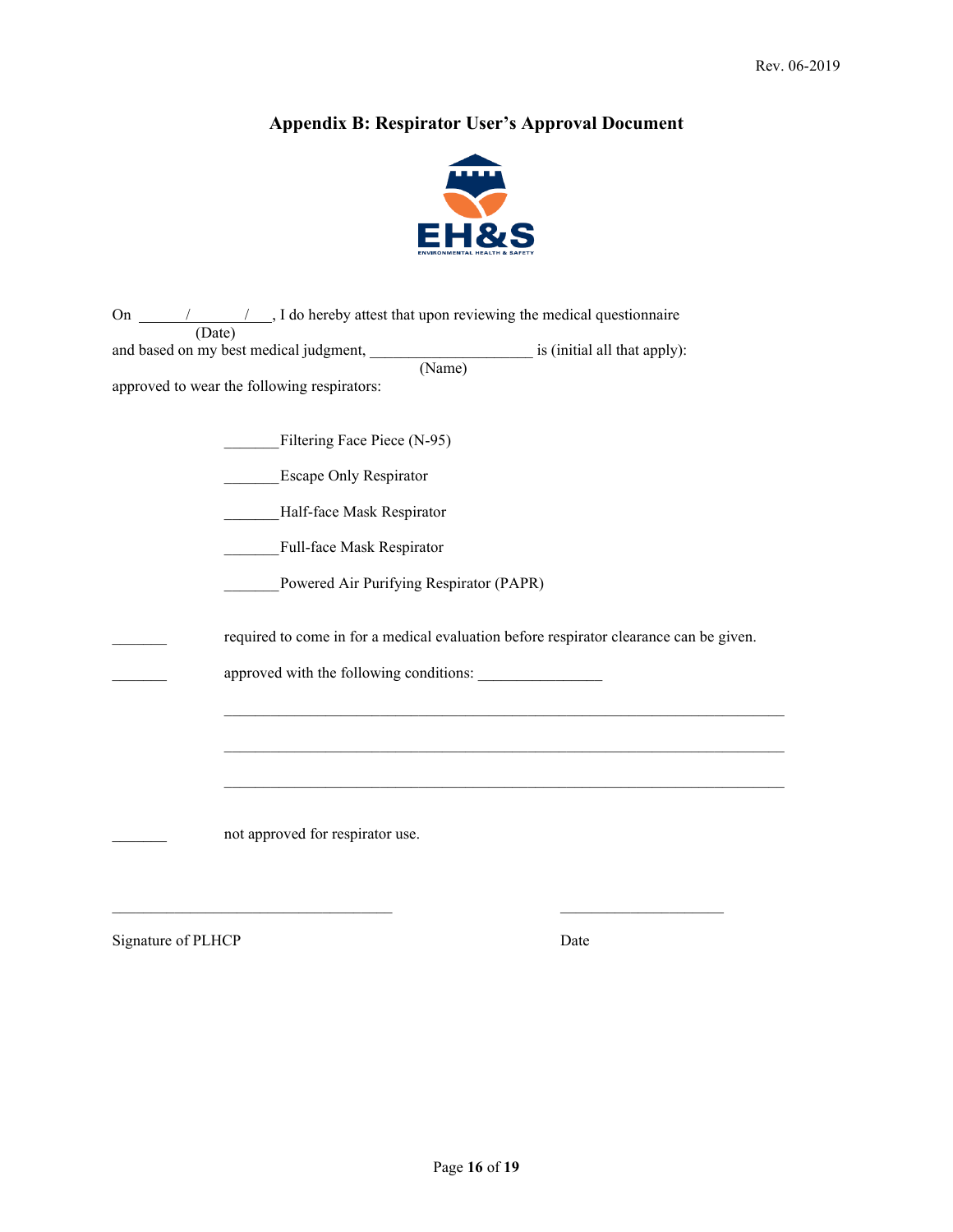Rev. 06-2019

## Appendix B: Respirator User's Approval Document

EH&S
ENVIRONMENTAL HEALTH & SAFETY

On ______/______/___, I do hereby attest that upon reviewing the medical questionnaire
(Date)
and based on my best medical judgment, ____________________ is (initial all that apply):
(Name)
approved to wear the following respirators:

_______Filtering Face Piece (N-95)

_______Escape Only Respirator

_______Half-face Mask Respirator

_______Full-face Mask Respirator

_______Powered Air Purifying Respirator (PAPR)

_______ required to come in for a medical evaluation before respirator clearance can be given.

_______ approved with the following conditions: ________________

__________________________________________________________________________

__________________________________________________________________________

__________________________________________________________________________

_______ not approved for respirator use.

____________________________________ ______________________

Signature of PLHCP Date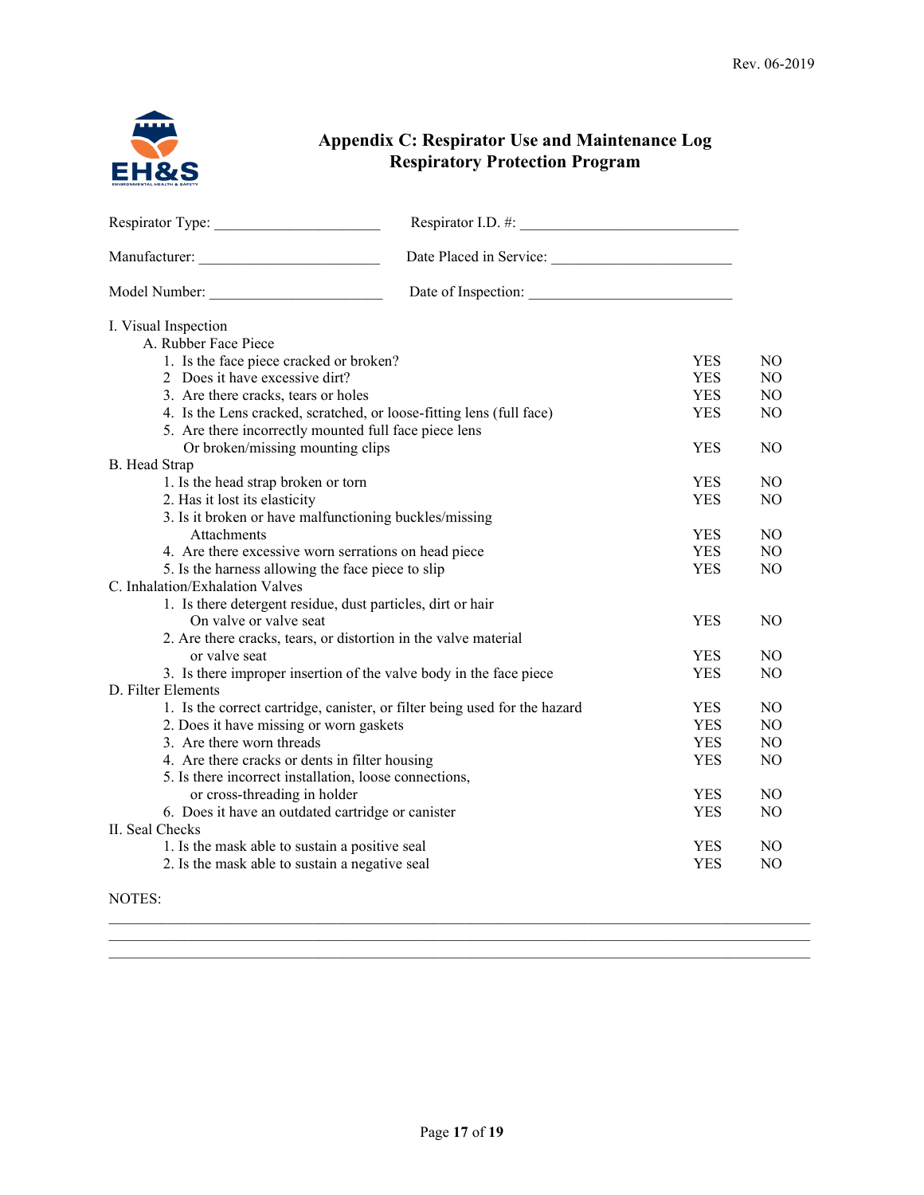## Appendix C: Respirator Use and Maintenance Log
## Respiratory Protection Program

Respirator Type: ______________________ Respirator I.D. #: ______________________________

Manufacturer: ________________________ Date Placed in Service: ________________________

Model Number: _______________________ Date of Inspection: ___________________________

I. Visual Inspection

A. Rubber Face Piece

| | | |
|---|---|---|
| 1. Is the face piece cracked or broken? | YES | NO |
| 2 Does it have excessive dirt? | YES | NO |
| 3. Are there cracks, tears or holes | YES | NO |
| 4. Is the Lens cracked, scratched, or loose-fitting lens (full face) | YES | NO |
| 5. Are there incorrectly mounted full face piece lens Or broken/missing mounting clips | YES | NO |

B. Head Strap

| | | |
|---|---|---|
| 1. Is the head strap broken or torn | YES | NO |
| 2. Has it lost its elasticity | YES | NO |
| 3. Is it broken or have malfunctioning buckles/missing Attachments | YES | NO |
| 4. Are there excessive worn serrations on head piece | YES | NO |
| 5. Is the harness allowing the face piece to slip | YES | NO |

C. Inhalation/Exhalation Valves

| | | |
|---|---|---|
| 1. Is there detergent residue, dust particles, dirt or hair On valve or valve seat | YES | NO |
| 2. Are there cracks, tears, or distortion in the valve material or valve seat | YES | NO |
| 3. Is there improper insertion of the valve body in the face piece | YES | NO |

D. Filter Elements

| | | |
|---|---|---|
| 1. Is the correct cartridge, canister, or filter being used for the hazard | YES | NO |
| 2. Does it have missing or worn gaskets | YES | NO |
| 3. Are there worn threads | YES | NO |
| 4. Are there cracks or dents in filter housing | YES | NO |
| 5. Is there incorrect installation, loose connections, or cross-threading in holder | YES | NO |
| 6. Does it have an outdated cartridge or canister | YES | NO |

II. Seal Checks

| | | |
|---|---|---|
| 1. Is the mask able to sustain a positive seal | YES | NO |
| 2. Is the mask able to sustain a negative seal | YES | NO |

NOTES:

______________________________________________________________________________

______________________________________________________________________________

______________________________________________________________________________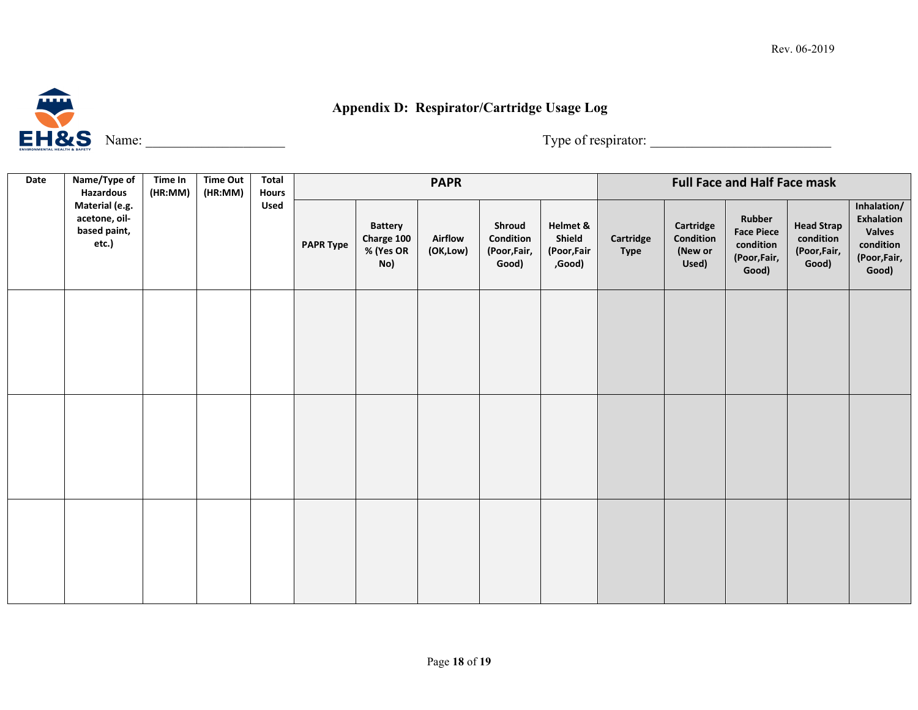# Appendix D: Respirator/Cartridge Usage Log

Name: ____________________

Type of respirator: __________________________

| Date | Name/Type of Hazardous Material (e.g. acetone, oil-based paint, etc.) | Time In (HR:MM) | Time Out (HR:MM) | Total Hours Used | PAPR | | | | | Full Face and Half Face mask | | | | |
|---|---|---|---|---|---|---|---|---|---|---|---|---|---|---|
| | | | | | PAPR Type | Battery Charge 100 % (Yes OR No) | Airflow (OK,Low) | Shroud Condition (Poor,Fair, Good) | Helmet & Shield (Poor,Fair ,Good) | Cartridge Type | Cartridge Condition (New or Used) | Rubber Face Piece condition (Poor,Fair, Good) | Head Strap condition (Poor,Fair, Good) | Inhalation/ Exhalation Valves condition (Poor,Fair, Good) |
| | | | | | | | | | | | | | | |
| | | | | | | | | | | | | | | |
| | | | | | | | | | | | | | | |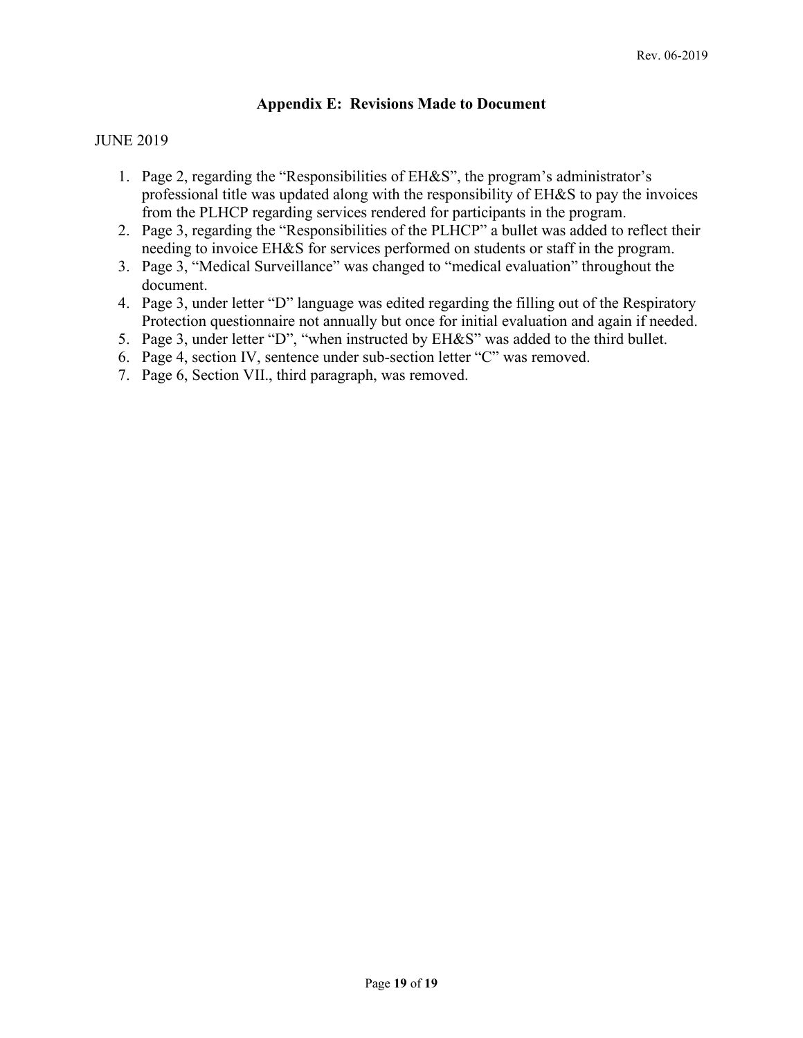## Appendix E: Revisions Made to Document

JUNE 2019

1. Page 2, regarding the "Responsibilities of EH&S", the program's administrator's professional title was updated along with the responsibility of EH&S to pay the invoices from the PLHCP regarding services rendered for participants in the program.
2. Page 3, regarding the "Responsibilities of the PLHCP" a bullet was added to reflect their needing to invoice EH&S for services performed on students or staff in the program.
3. Page 3, "Medical Surveillance" was changed to "medical evaluation" throughout the document.
4. Page 3, under letter "D" language was edited regarding the filling out of the Respiratory Protection questionnaire not annually but once for initial evaluation and again if needed.
5. Page 3, under letter "D", "when instructed by EH&S" was added to the third bullet.
6. Page 4, section IV, sentence under sub-section letter "C" was removed.
7. Page 6, Section VII., third paragraph, was removed.